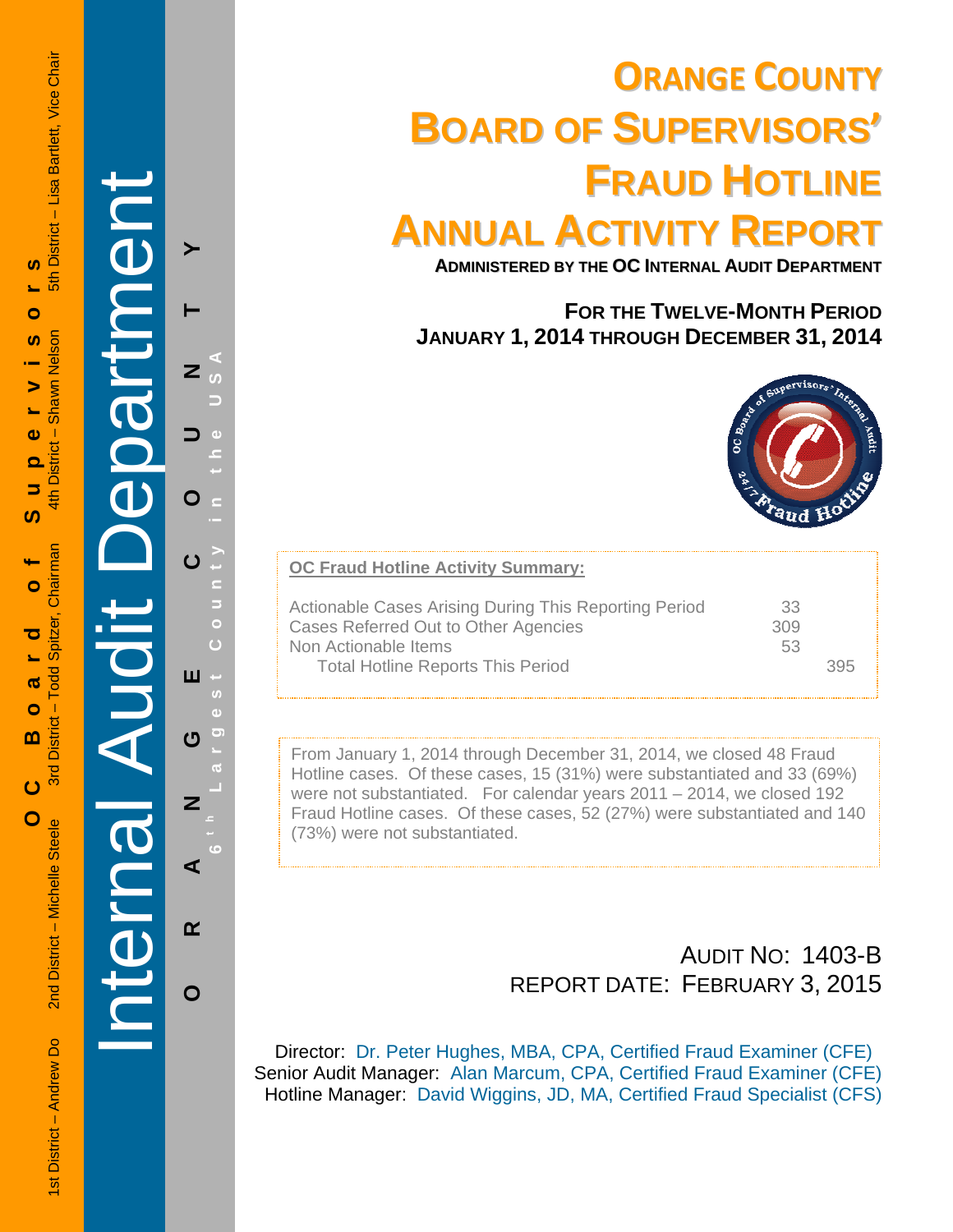OC Board of Supervisors

1st District – Andrew Do | 2nd District – Michelle Steele | 3rd District – Todd Spitzer, Chairman | 4th District – Shawn Nelson | 5th District – Lisa Bartlett, Vice Chair

Internal Audit Department

ORANGE COUNTY

6th Largest County in the USA

# ORANGE COUNTY BOARD OF SUPERVISORS' FRAUD HOTLINE ANNUAL ACTIVITY REPORT

**ADMINISTERED BY THE OC INTERNAL AUDIT DEPARTMENT**

**FOR THE TWELVE-MONTH PERIOD JANUARY 1, 2014 THROUGH DECEMBER 31, 2014**

**OC Fraud Hotline Activity Summary:**

| | | |
|---|---|---|
| Actionable Cases Arising During This Reporting Period | 33 | |
| Cases Referred Out to Other Agencies | 309 | |
| Non Actionable Items | 53 | |
| Total Hotline Reports This Period | | 395 |

From January 1, 2014 through December 31, 2014, we closed 48 Fraud Hotline cases. Of these cases, 15 (31%) were substantiated and 33 (69%) were not substantiated. For calendar years 2011 – 2014, we closed 192 Fraud Hotline cases. Of these cases, 52 (27%) were substantiated and 140 (73%) were not substantiated.

AUDIT NO: 1403-B
REPORT DATE: FEBRUARY 3, 2015

Director: Dr. Peter Hughes, MBA, CPA, Certified Fraud Examiner (CFE)
Senior Audit Manager: Alan Marcum, CPA, Certified Fraud Examiner (CFE)
Hotline Manager: David Wiggins, JD, MA, Certified Fraud Specialist (CFS)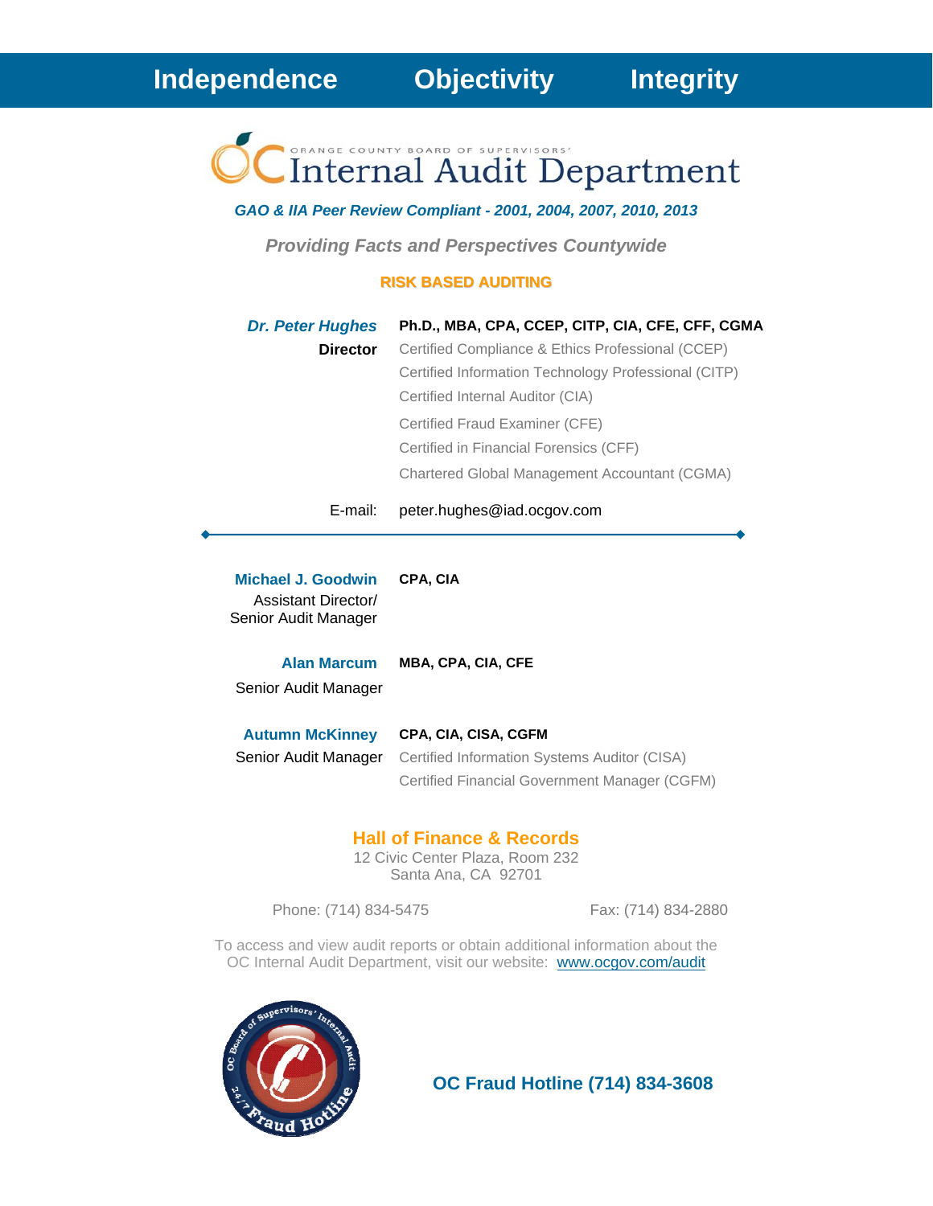**Independence** **Objectivity** **Integrity**

ORANGE COUNTY BOARD OF SUPERVISORS'

# Internal Audit Department

***GAO & IIA Peer Review Compliant - 2001, 2004, 2007, 2010, 2013***

***Providing Facts and Perspectives Countywide***

**RISK BASED AUDITING**

***Dr. Peter Hughes*** **Ph.D., MBA, CPA, CCEP, CITP, CIA, CFE, CFF, CGMA**

**Director**

Certified Compliance & Ethics Professional (CCEP)
Certified Information Technology Professional (CITP)
Certified Internal Auditor (CIA)
Certified Fraud Examiner (CFE)
Certified in Financial Forensics (CFF)
Chartered Global Management Accountant (CGMA)

E-mail: peter.hughes@iad.ocgov.com

---

**Michael J. Goodwin** **CPA, CIA**
Assistant Director/
Senior Audit Manager

**Alan Marcum** **MBA, CPA, CIA, CFE**
Senior Audit Manager

**Autumn McKinney** **CPA, CIA, CISA, CGFM**
Senior Audit Manager
Certified Information Systems Auditor (CISA)
Certified Financial Government Manager (CGFM)

**Hall of Finance & Records**
12 Civic Center Plaza, Room 232
Santa Ana, CA 92701

Phone: (714) 834-5475 Fax: (714) 834-2880

To access and view audit reports or obtain additional information about the OC Internal Audit Department, visit our website: www.ocgov.com/audit

OC Board of Supervisors' Internal Audit 24/7 Fraud Hotline

**OC Fraud Hotline (714) 834-3608**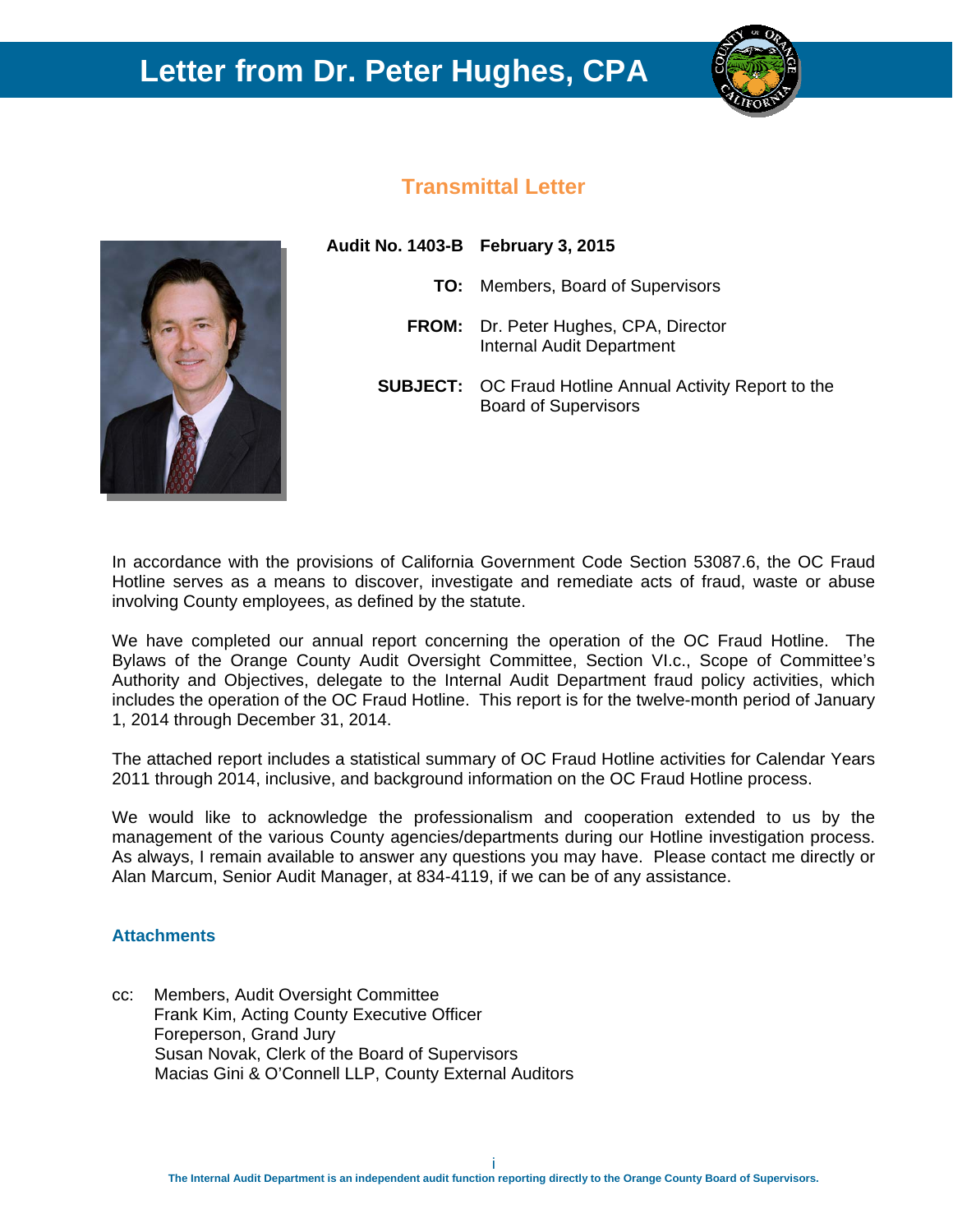# Letter from Dr. Peter Hughes, CPA

## Transmittal Letter

**Audit No. 1403-B** **February 3, 2015**

**TO:** Members, Board of Supervisors

**FROM:** Dr. Peter Hughes, CPA, Director
Internal Audit Department

**SUBJECT:** OC Fraud Hotline Annual Activity Report to the Board of Supervisors

In accordance with the provisions of California Government Code Section 53087.6, the OC Fraud Hotline serves as a means to discover, investigate and remediate acts of fraud, waste or abuse involving County employees, as defined by the statute.

We have completed our annual report concerning the operation of the OC Fraud Hotline. The Bylaws of the Orange County Audit Oversight Committee, Section VI.c., Scope of Committee's Authority and Objectives, delegate to the Internal Audit Department fraud policy activities, which includes the operation of the OC Fraud Hotline. This report is for the twelve-month period of January 1, 2014 through December 31, 2014.

The attached report includes a statistical summary of OC Fraud Hotline activities for Calendar Years 2011 through 2014, inclusive, and background information on the OC Fraud Hotline process.

We would like to acknowledge the professionalism and cooperation extended to us by the management of the various County agencies/departments during our Hotline investigation process. As always, I remain available to answer any questions you may have. Please contact me directly or Alan Marcum, Senior Audit Manager, at 834-4119, if we can be of any assistance.

### Attachments

cc: Members, Audit Oversight Committee
Frank Kim, Acting County Executive Officer
Foreperson, Grand Jury
Susan Novak, Clerk of the Board of Supervisors
Macias Gini & O'Connell LLP, County External Auditors

The Internal Audit Department is an independent audit function reporting directly to the Orange County Board of Supervisors.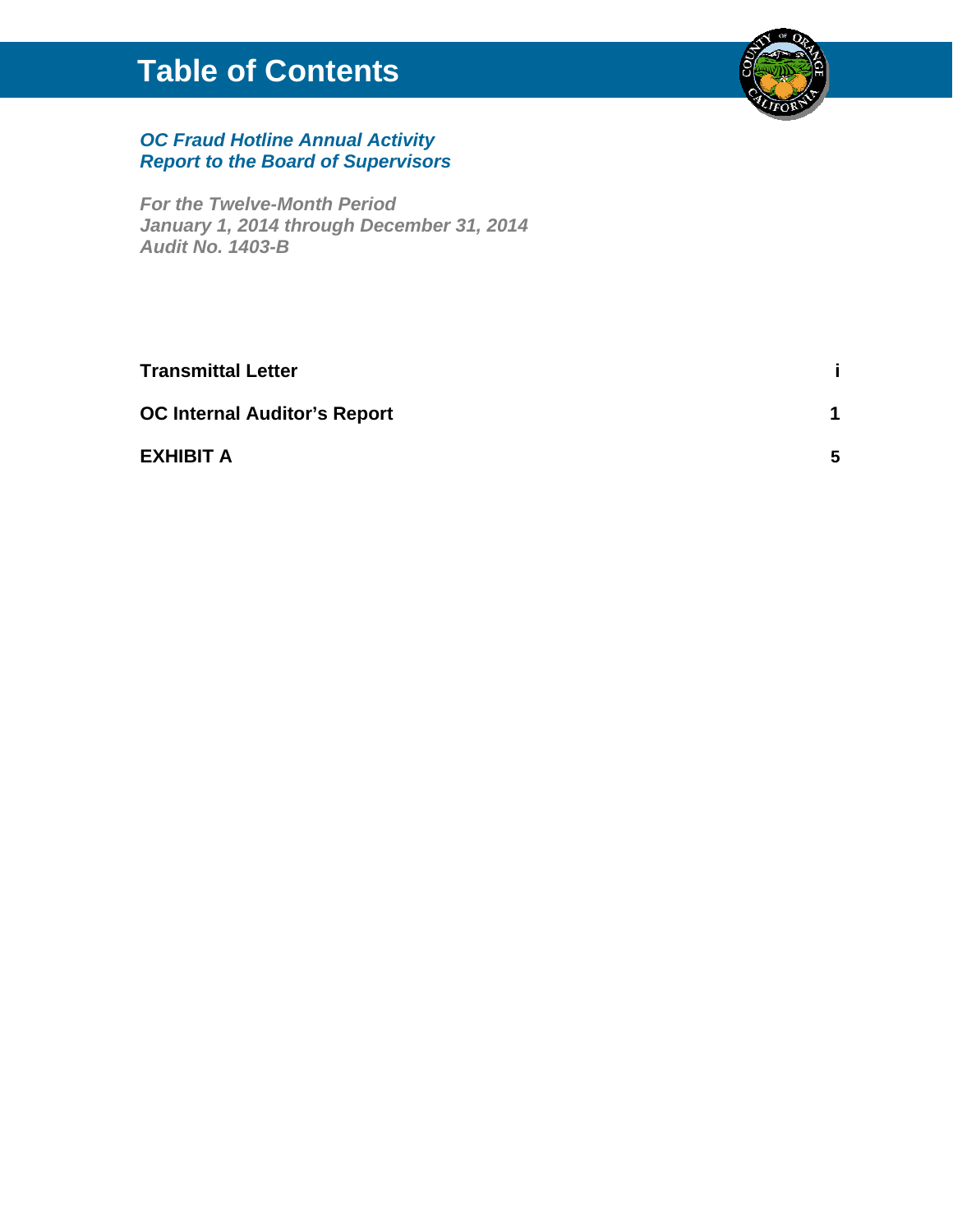# Table of Contents

***OC Fraud Hotline Annual Activity Report to the Board of Supervisors***

***For the Twelve-Month Period January 1, 2014 through December 31, 2014 Audit No. 1403-B***

| | |
|---|---|
| **Transmittal Letter** | **i** |
| **OC Internal Auditor's Report** | **1** |
| **EXHIBIT A** | **5** |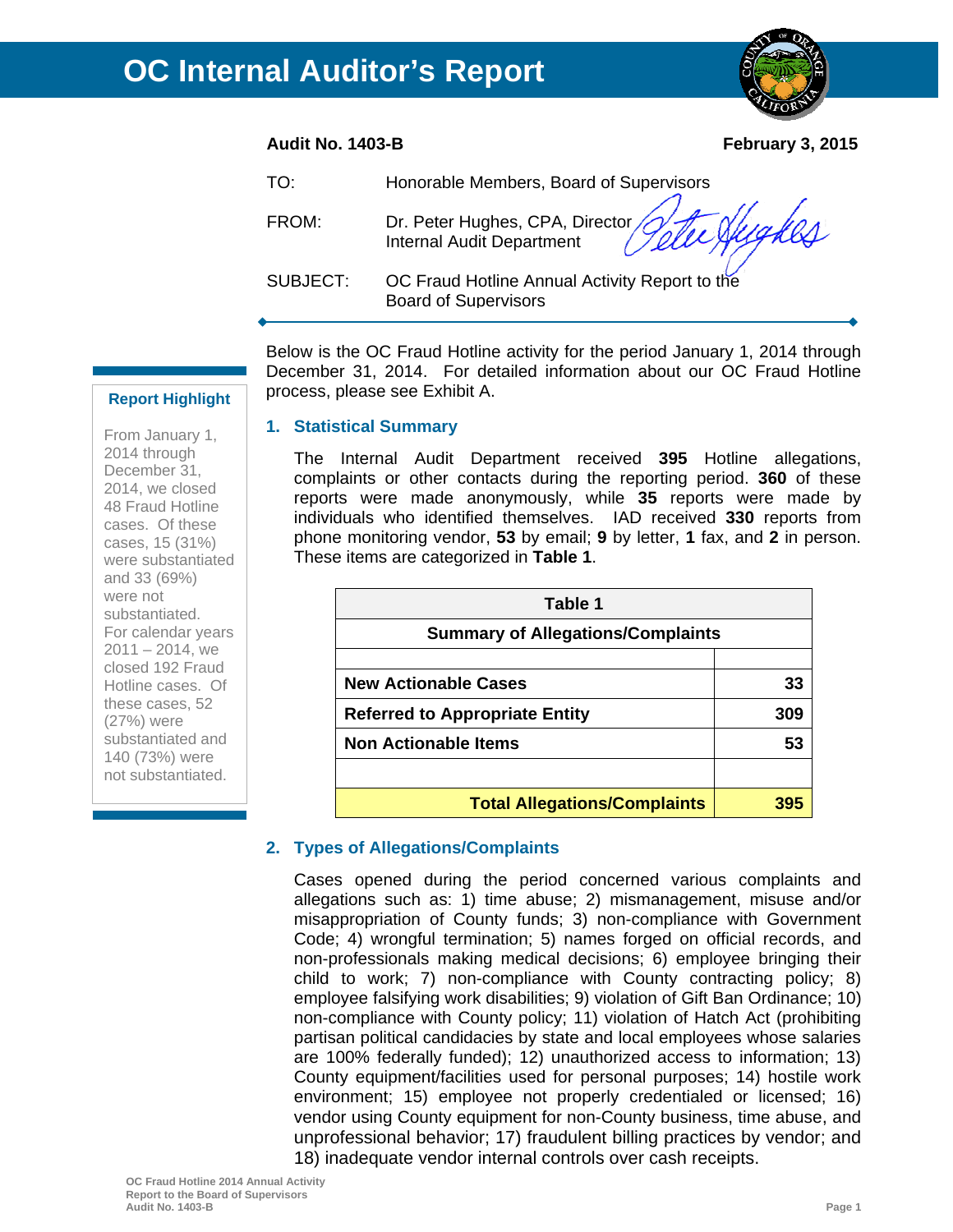# OC Internal Auditor's Report

**Audit No. 1403-B** **February 3, 2015**

TO: Honorable Members, Board of Supervisors

FROM: Dr. Peter Hughes, CPA, Director
Internal Audit Department

SUBJECT: OC Fraud Hotline Annual Activity Report to the Board of Supervisors

---

**Report Highlight**

From January 1, 2014 through December 31, 2014, we closed 48 Fraud Hotline cases. Of these cases, 15 (31%) were substantiated and 33 (69%) were not substantiated. For calendar years 2011 – 2014, we closed 192 Fraud Hotline cases. Of these cases, 52 (27%) were substantiated and 140 (73%) were not substantiated.

---

Below is the OC Fraud Hotline activity for the period January 1, 2014 through December 31, 2014. For detailed information about our OC Fraud Hotline process, please see Exhibit A.

## 1. Statistical Summary

The Internal Audit Department received **395** Hotline allegations, complaints or other contacts during the reporting period. **360** of these reports were made anonymously, while **35** reports were made by individuals who identified themselves. IAD received **330** reports from phone monitoring vendor, **53** by email; **9** by letter, **1** fax, and **2** in person. These items are categorized in **Table 1**.

| Table 1 | |
|---|---|
| **Summary of Allegations/Complaints** | |
| | |
| **New Actionable Cases** | **33** |
| **Referred to Appropriate Entity** | **309** |
| **Non Actionable Items** | **53** |
| | |
| **Total Allegations/Complaints** | **395** |

## 2. Types of Allegations/Complaints

Cases opened during the period concerned various complaints and allegations such as: 1) time abuse; 2) mismanagement, misuse and/or misappropriation of County funds; 3) non-compliance with Government Code; 4) wrongful termination; 5) names forged on official records, and non-professionals making medical decisions; 6) employee bringing their child to work; 7) non-compliance with County contracting policy; 8) employee falsifying work disabilities; 9) violation of Gift Ban Ordinance; 10) non-compliance with County policy; 11) violation of Hatch Act (prohibiting partisan political candidacies by state and local employees whose salaries are 100% federally funded); 12) unauthorized access to information; 13) County equipment/facilities used for personal purposes; 14) hostile work environment; 15) employee not properly credentialed or licensed; 16) vendor using County equipment for non-County business, time abuse, and unprofessional behavior; 17) fraudulent billing practices by vendor; and 18) inadequate vendor internal controls over cash receipts.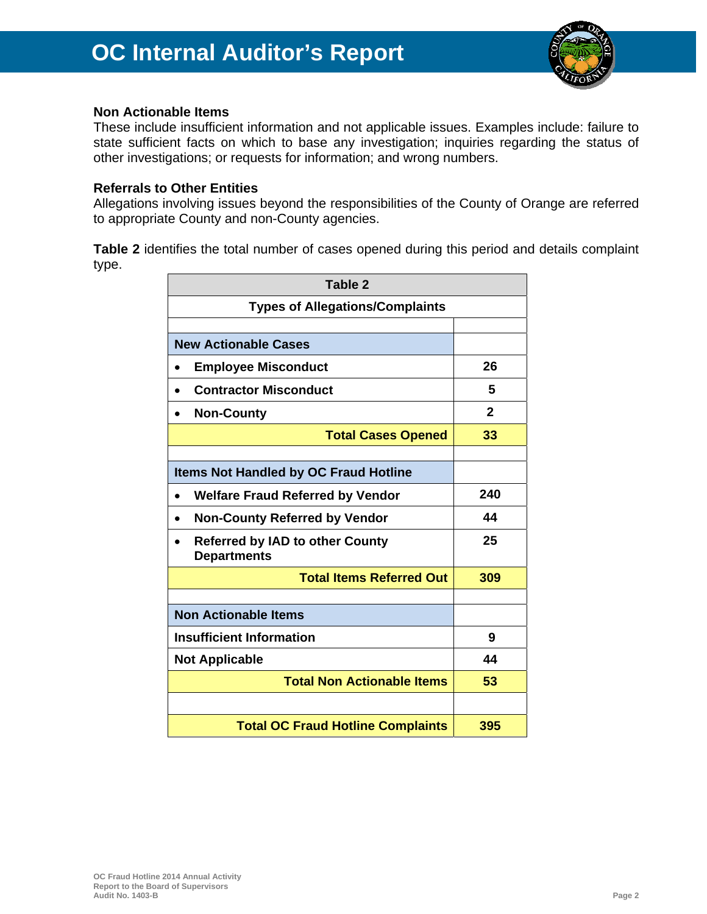### Non Actionable Items

These include insufficient information and not applicable issues. Examples include: failure to state sufficient facts on which to base any investigation; inquiries regarding the status of other investigations; or requests for information; and wrong numbers.

### Referrals to Other Entities

Allegations involving issues beyond the responsibilities of the County of Orange are referred to appropriate County and non-County agencies.

**Table 2** identifies the total number of cases opened during this period and details complaint type.

| Table 2 | |
|---|---|
| **Types of Allegations/Complaints** | |
| | |
| **New Actionable Cases** | |
| • **Employee Misconduct** | **26** |
| • **Contractor Misconduct** | **5** |
| • **Non-County** | **2** |
| **Total Cases Opened** | **33** |
| | |
| **Items Not Handled by OC Fraud Hotline** | |
| • **Welfare Fraud Referred by Vendor** | **240** |
| • **Non-County Referred by Vendor** | **44** |
| • **Referred by IAD to other County Departments** | **25** |
| **Total Items Referred Out** | **309** |
| | |
| **Non Actionable Items** | |
| **Insufficient Information** | **9** |
| **Not Applicable** | **44** |
| **Total Non Actionable Items** | **53** |
| | |
| **Total OC Fraud Hotline Complaints** | **395** |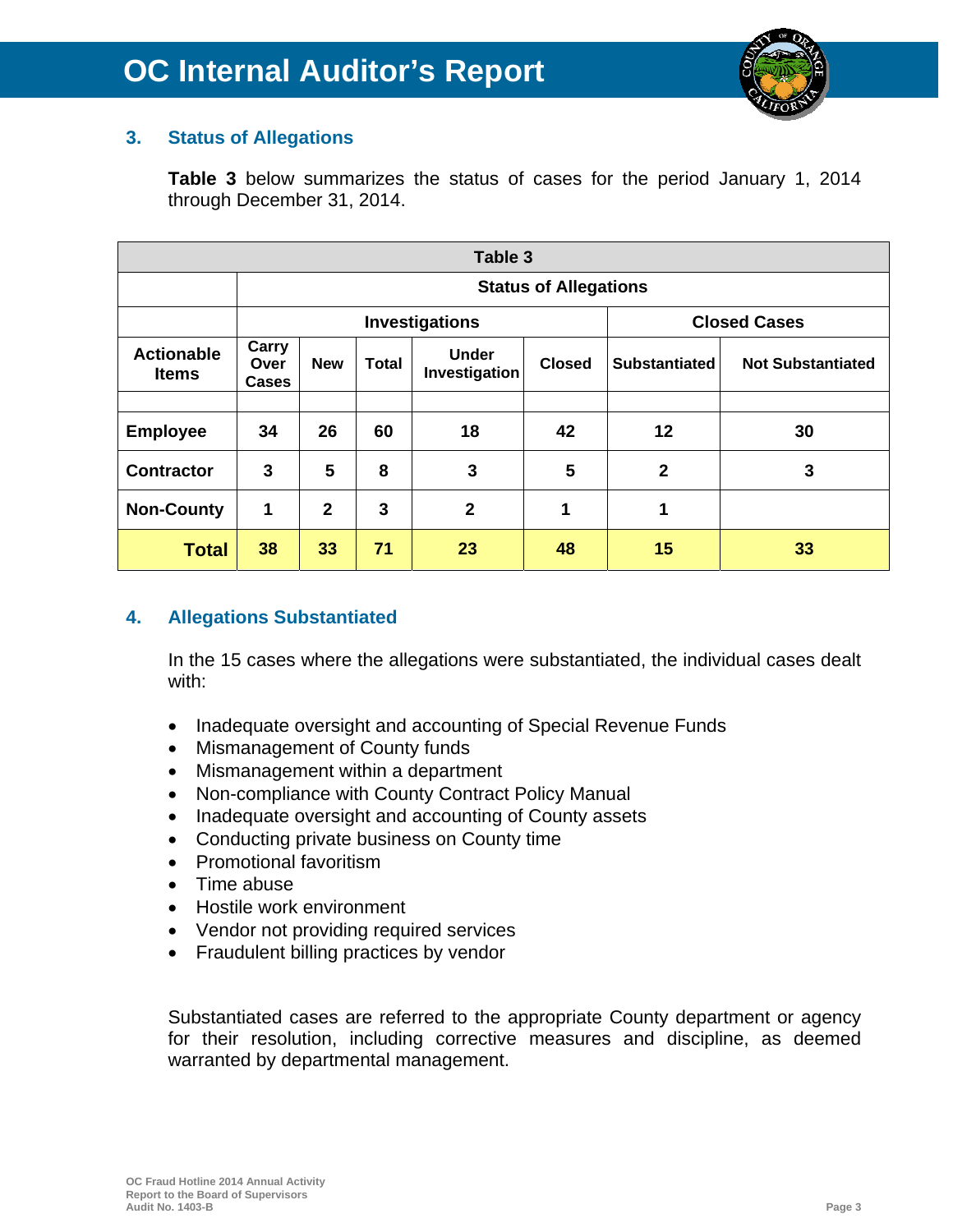## 3. Status of Allegations

**Table 3** below summarizes the status of cases for the period January 1, 2014 through December 31, 2014.

| Table 3 | | | | | | | |
|---|---|---|---|---|---|---|---|
| | Status of Allegations | | | | | | |
| | Investigations | | | | | Closed Cases | |
| **Actionable Items** | **Carry Over Cases** | **New** | **Total** | **Under Investigation** | **Closed** | **Substantiated** | **Not Substantiated** |
| | | | | | | | |
| **Employee** | 34 | 26 | 60 | 18 | 42 | 12 | 30 |
| **Contractor** | 3 | 5 | 8 | 3 | 5 | 2 | 3 |
| **Non-County** | 1 | 2 | 3 | 2 | 1 | 1 | |
| **Total** | **38** | **33** | **71** | **23** | **48** | **15** | **33** |

## 4. Allegations Substantiated

In the 15 cases where the allegations were substantiated, the individual cases dealt with:

- Inadequate oversight and accounting of Special Revenue Funds
- Mismanagement of County funds
- Mismanagement within a department
- Non-compliance with County Contract Policy Manual
- Inadequate oversight and accounting of County assets
- Conducting private business on County time
- Promotional favoritism
- Time abuse
- Hostile work environment
- Vendor not providing required services
- Fraudulent billing practices by vendor

Substantiated cases are referred to the appropriate County department or agency for their resolution, including corrective measures and discipline, as deemed warranted by departmental management.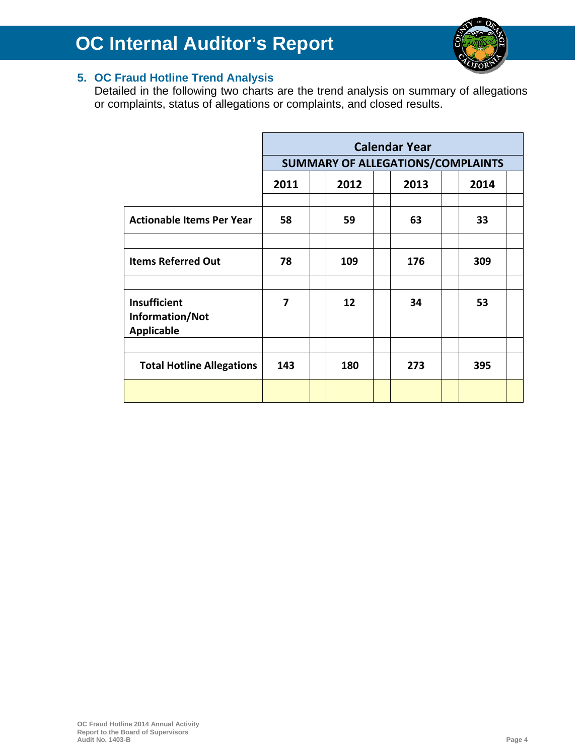## 5. OC Fraud Hotline Trend Analysis

Detailed in the following two charts are the trend analysis on summary of allegations or complaints, status of allegations or complaints, and closed results.

| | Calendar Year | | | |
|---|---|---|---|---|
| | SUMMARY OF ALLEGATIONS/COMPLAINTS | | | |
| | 2011 | 2012 | 2013 | 2014 |
| Actionable Items Per Year | 58 | 59 | 63 | 33 |
| Items Referred Out | 78 | 109 | 176 | 309 |
| Insufficient Information/Not Applicable | 7 | 12 | 34 | 53 |
| Total Hotline Allegations | 143 | 180 | 273 | 395 |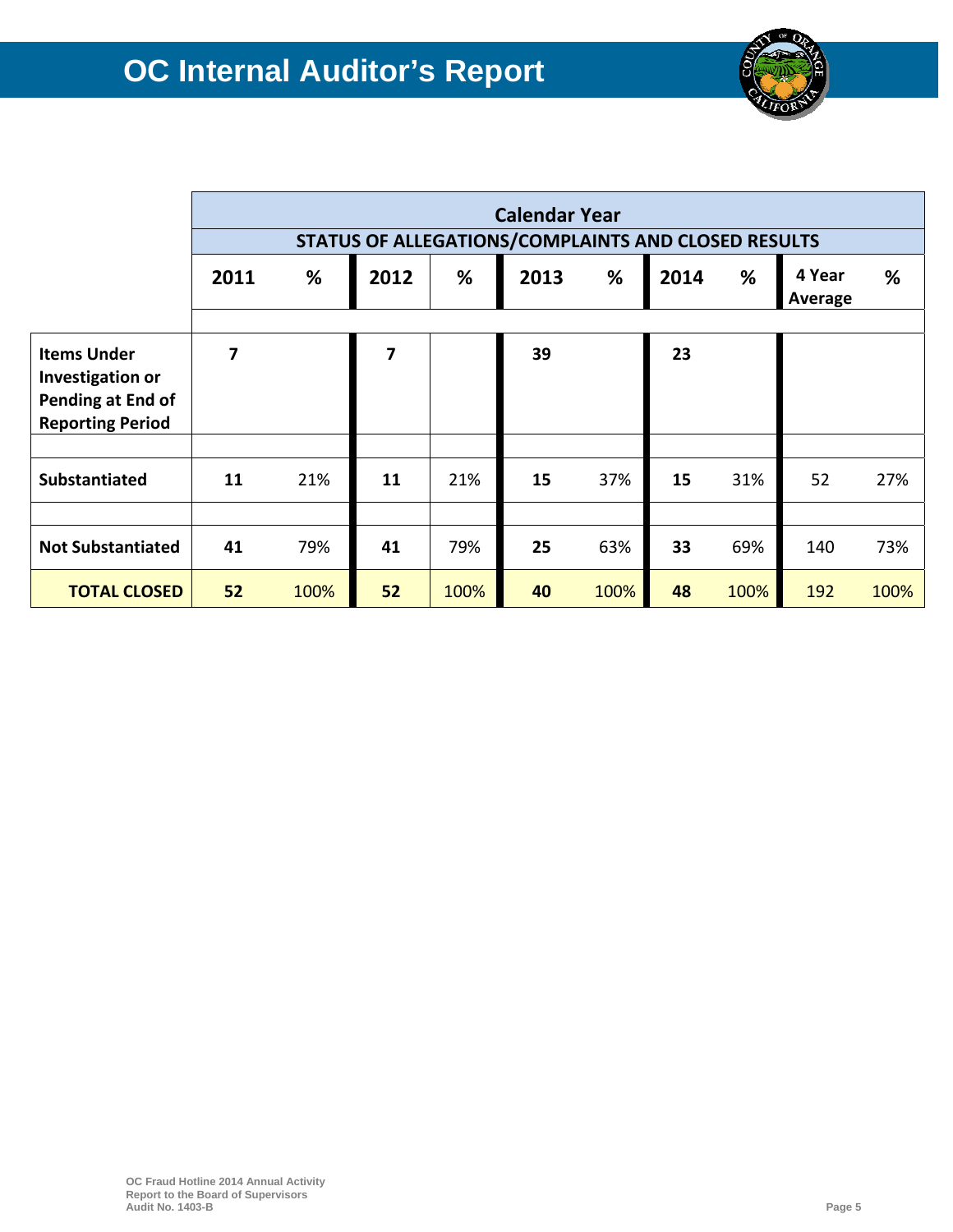| | Calendar Year | | | | | | | | | |
|---|---|---|---|---|---|---|---|---|---|---|
| | STATUS OF ALLEGATIONS/COMPLAINTS AND CLOSED RESULTS | | | | | | | | | |
| | **2011** | **%** | **2012** | **%** | **2013** | **%** | **2014** | **%** | **4 Year Average** | **%** |
| **Items Under Investigation or Pending at End of Reporting Period** | **7** | | **7** | | **39** | | **23** | | | |
| **Substantiated** | **11** | 21% | **11** | 21% | **15** | 37% | **15** | 31% | 52 | 27% |
| **Not Substantiated** | **41** | 79% | **41** | 79% | **25** | 63% | **33** | 69% | 140 | 73% |
| **TOTAL CLOSED** | **52** | 100% | **52** | 100% | **40** | 100% | **48** | 100% | 192 | 100% |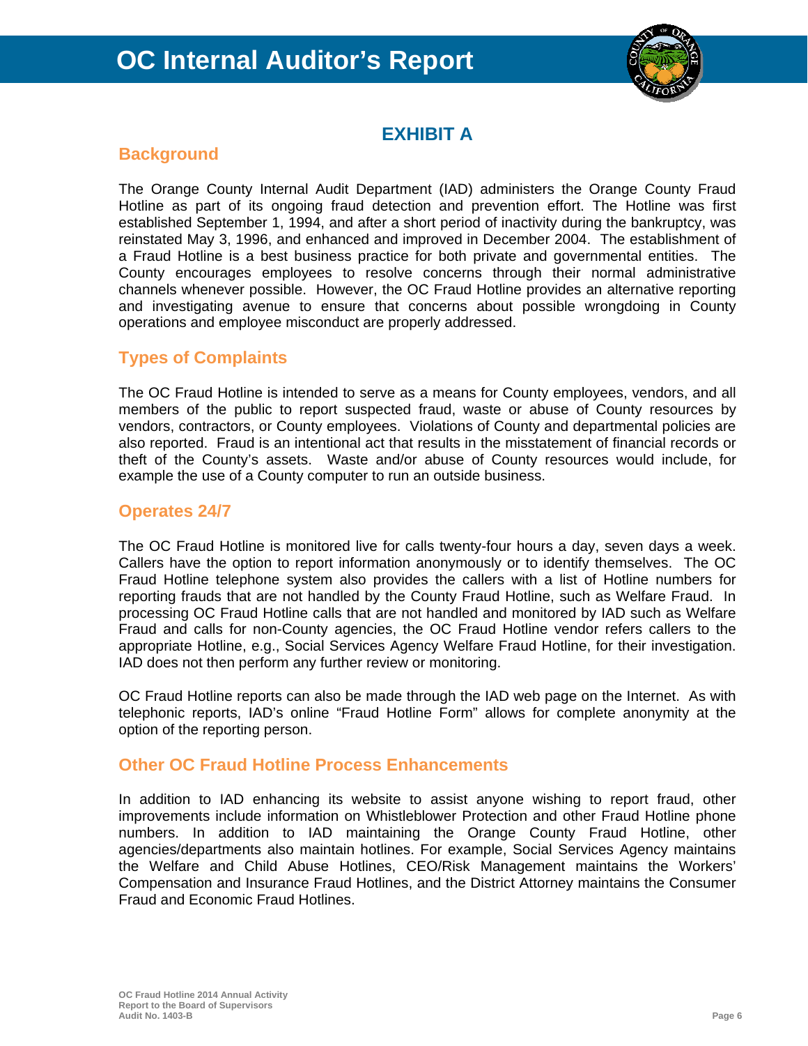# EXHIBIT A

## Background

The Orange County Internal Audit Department (IAD) administers the Orange County Fraud Hotline as part of its ongoing fraud detection and prevention effort. The Hotline was first established September 1, 1994, and after a short period of inactivity during the bankruptcy, was reinstated May 3, 1996, and enhanced and improved in December 2004. The establishment of a Fraud Hotline is a best business practice for both private and governmental entities. The County encourages employees to resolve concerns through their normal administrative channels whenever possible. However, the OC Fraud Hotline provides an alternative reporting and investigating avenue to ensure that concerns about possible wrongdoing in County operations and employee misconduct are properly addressed.

## Types of Complaints

The OC Fraud Hotline is intended to serve as a means for County employees, vendors, and all members of the public to report suspected fraud, waste or abuse of County resources by vendors, contractors, or County employees. Violations of County and departmental policies are also reported. Fraud is an intentional act that results in the misstatement of financial records or theft of the County's assets. Waste and/or abuse of County resources would include, for example the use of a County computer to run an outside business.

## Operates 24/7

The OC Fraud Hotline is monitored live for calls twenty-four hours a day, seven days a week. Callers have the option to report information anonymously or to identify themselves. The OC Fraud Hotline telephone system also provides the callers with a list of Hotline numbers for reporting frauds that are not handled by the County Fraud Hotline, such as Welfare Fraud. In processing OC Fraud Hotline calls that are not handled and monitored by IAD such as Welfare Fraud and calls for non-County agencies, the OC Fraud Hotline vendor refers callers to the appropriate Hotline, e.g., Social Services Agency Welfare Fraud Hotline, for their investigation. IAD does not then perform any further review or monitoring.

OC Fraud Hotline reports can also be made through the IAD web page on the Internet. As with telephonic reports, IAD's online "Fraud Hotline Form" allows for complete anonymity at the option of the reporting person.

## Other OC Fraud Hotline Process Enhancements

In addition to IAD enhancing its website to assist anyone wishing to report fraud, other improvements include information on Whistleblower Protection and other Fraud Hotline phone numbers. In addition to IAD maintaining the Orange County Fraud Hotline, other agencies/departments also maintain hotlines. For example, Social Services Agency maintains the Welfare and Child Abuse Hotlines, CEO/Risk Management maintains the Workers' Compensation and Insurance Fraud Hotlines, and the District Attorney maintains the Consumer Fraud and Economic Fraud Hotlines.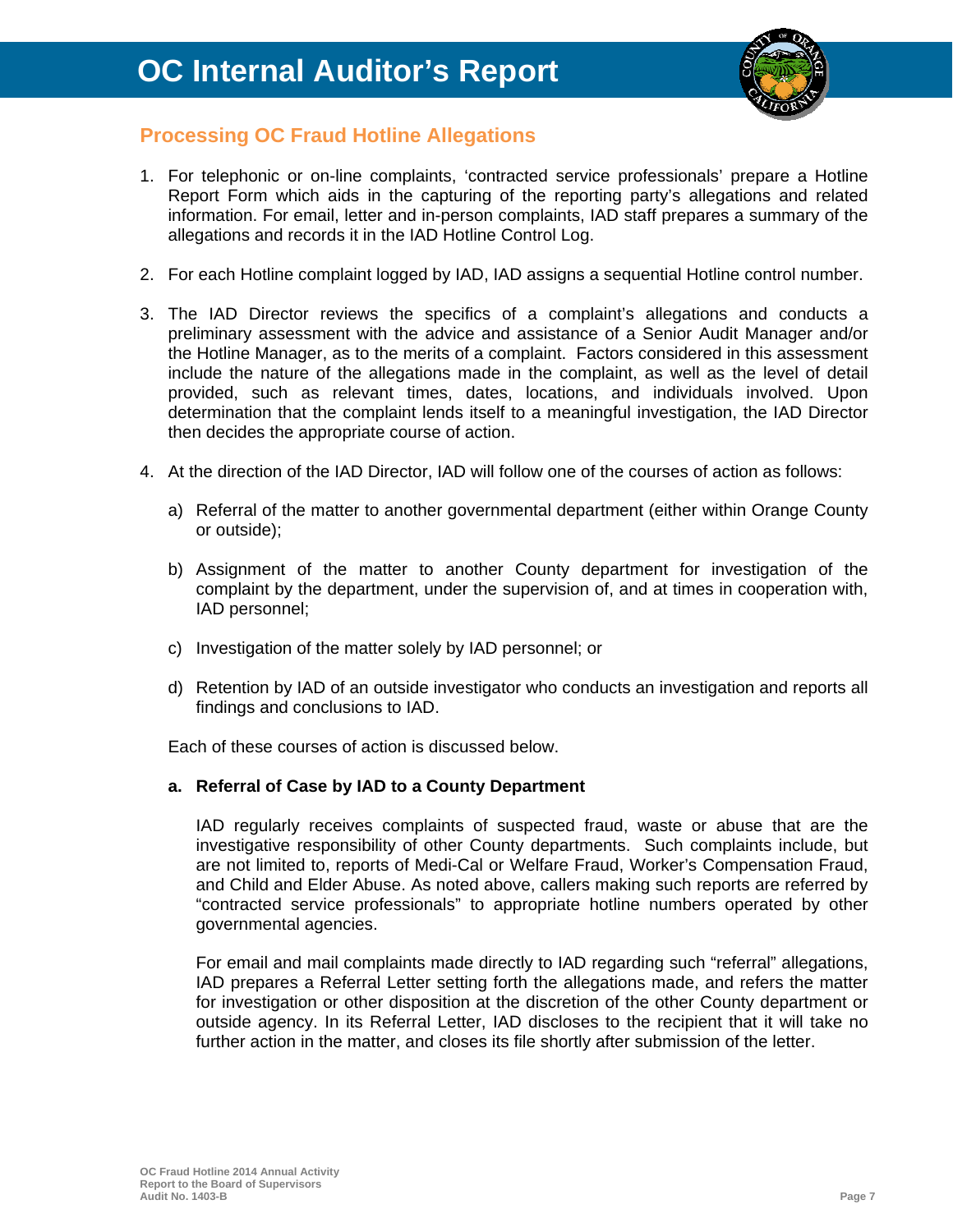## Processing OC Fraud Hotline Allegations

1. For telephonic or on-line complaints, 'contracted service professionals' prepare a Hotline Report Form which aids in the capturing of the reporting party's allegations and related information. For email, letter and in-person complaints, IAD staff prepares a summary of the allegations and records it in the IAD Hotline Control Log.

2. For each Hotline complaint logged by IAD, IAD assigns a sequential Hotline control number.

3. The IAD Director reviews the specifics of a complaint's allegations and conducts a preliminary assessment with the advice and assistance of a Senior Audit Manager and/or the Hotline Manager, as to the merits of a complaint. Factors considered in this assessment include the nature of the allegations made in the complaint, as well as the level of detail provided, such as relevant times, dates, locations, and individuals involved. Upon determination that the complaint lends itself to a meaningful investigation, the IAD Director then decides the appropriate course of action.

4. At the direction of the IAD Director, IAD will follow one of the courses of action as follows:

   a) Referral of the matter to another governmental department (either within Orange County or outside);

   b) Assignment of the matter to another County department for investigation of the complaint by the department, under the supervision of, and at times in cooperation with, IAD personnel;

   c) Investigation of the matter solely by IAD personnel; or

   d) Retention by IAD of an outside investigator who conducts an investigation and reports all findings and conclusions to IAD.

   Each of these courses of action is discussed below.

   **a. Referral of Case by IAD to a County Department**

   IAD regularly receives complaints of suspected fraud, waste or abuse that are the investigative responsibility of other County departments. Such complaints include, but are not limited to, reports of Medi-Cal or Welfare Fraud, Worker's Compensation Fraud, and Child and Elder Abuse. As noted above, callers making such reports are referred by "contracted service professionals" to appropriate hotline numbers operated by other governmental agencies.

   For email and mail complaints made directly to IAD regarding such "referral" allegations, IAD prepares a Referral Letter setting forth the allegations made, and refers the matter for investigation or other disposition at the discretion of the other County department or outside agency. In its Referral Letter, IAD discloses to the recipient that it will take no further action in the matter, and closes its file shortly after submission of the letter.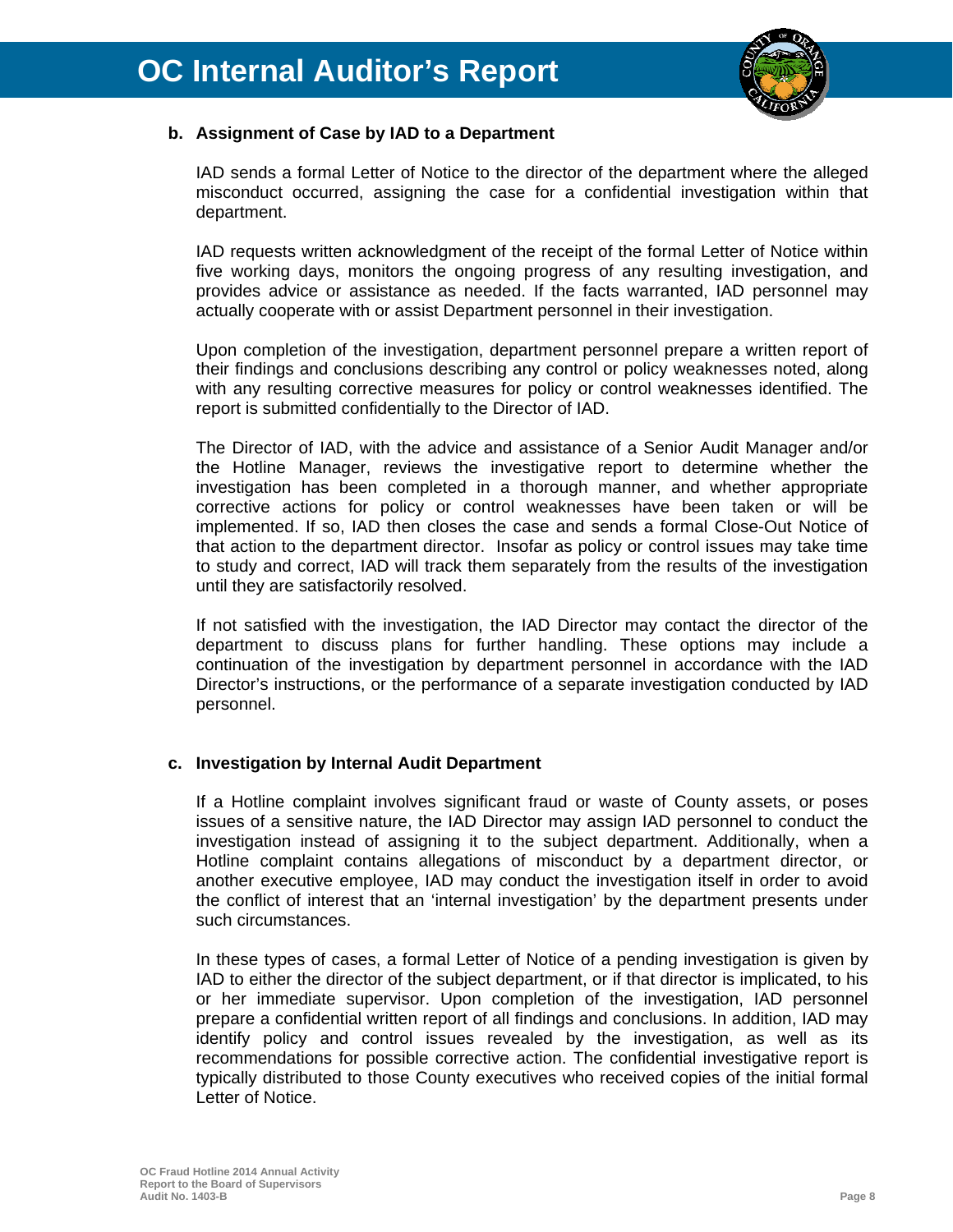### b. Assignment of Case by IAD to a Department

IAD sends a formal Letter of Notice to the director of the department where the alleged misconduct occurred, assigning the case for a confidential investigation within that department.

IAD requests written acknowledgment of the receipt of the formal Letter of Notice within five working days, monitors the ongoing progress of any resulting investigation, and provides advice or assistance as needed. If the facts warranted, IAD personnel may actually cooperate with or assist Department personnel in their investigation.

Upon completion of the investigation, department personnel prepare a written report of their findings and conclusions describing any control or policy weaknesses noted, along with any resulting corrective measures for policy or control weaknesses identified. The report is submitted confidentially to the Director of IAD.

The Director of IAD, with the advice and assistance of a Senior Audit Manager and/or the Hotline Manager, reviews the investigative report to determine whether the investigation has been completed in a thorough manner, and whether appropriate corrective actions for policy or control weaknesses have been taken or will be implemented. If so, IAD then closes the case and sends a formal Close-Out Notice of that action to the department director. Insofar as policy or control issues may take time to study and correct, IAD will track them separately from the results of the investigation until they are satisfactorily resolved.

If not satisfied with the investigation, the IAD Director may contact the director of the department to discuss plans for further handling. These options may include a continuation of the investigation by department personnel in accordance with the IAD Director's instructions, or the performance of a separate investigation conducted by IAD personnel.

### c. Investigation by Internal Audit Department

If a Hotline complaint involves significant fraud or waste of County assets, or poses issues of a sensitive nature, the IAD Director may assign IAD personnel to conduct the investigation instead of assigning it to the subject department. Additionally, when a Hotline complaint contains allegations of misconduct by a department director, or another executive employee, IAD may conduct the investigation itself in order to avoid the conflict of interest that an 'internal investigation' by the department presents under such circumstances.

In these types of cases, a formal Letter of Notice of a pending investigation is given by IAD to either the director of the subject department, or if that director is implicated, to his or her immediate supervisor. Upon completion of the investigation, IAD personnel prepare a confidential written report of all findings and conclusions. In addition, IAD may identify policy and control issues revealed by the investigation, as well as its recommendations for possible corrective action. The confidential investigative report is typically distributed to those County executives who received copies of the initial formal Letter of Notice.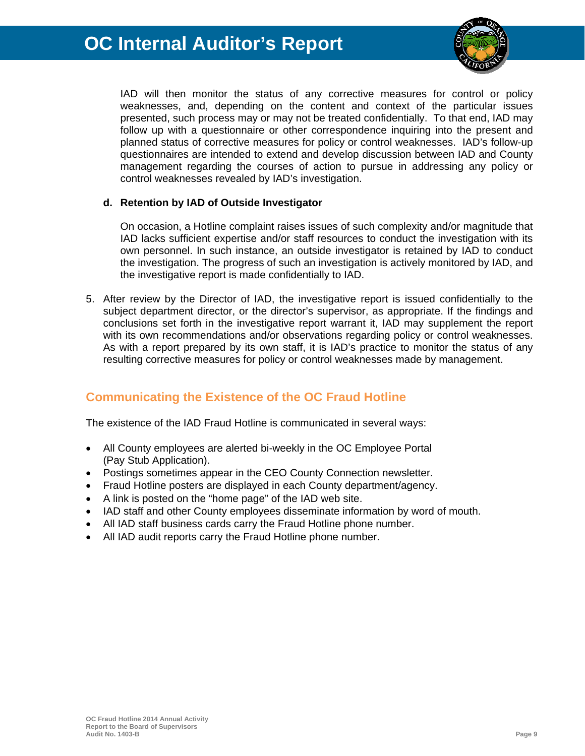IAD will then monitor the status of any corrective measures for control or policy weaknesses, and, depending on the content and context of the particular issues presented, such process may or may not be treated confidentially. To that end, IAD may follow up with a questionnaire or other correspondence inquiring into the present and planned status of corrective measures for policy or control weaknesses. IAD's follow-up questionnaires are intended to extend and develop discussion between IAD and County management regarding the courses of action to pursue in addressing any policy or control weaknesses revealed by IAD's investigation.

**d. Retention by IAD of Outside Investigator**

On occasion, a Hotline complaint raises issues of such complexity and/or magnitude that IAD lacks sufficient expertise and/or staff resources to conduct the investigation with its own personnel. In such instance, an outside investigator is retained by IAD to conduct the investigation. The progress of such an investigation is actively monitored by IAD, and the investigative report is made confidentially to IAD.

5. After review by the Director of IAD, the investigative report is issued confidentially to the subject department director, or the director's supervisor, as appropriate. If the findings and conclusions set forth in the investigative report warrant it, IAD may supplement the report with its own recommendations and/or observations regarding policy or control weaknesses. As with a report prepared by its own staff, it is IAD's practice to monitor the status of any resulting corrective measures for policy or control weaknesses made by management.

## Communicating the Existence of the OC Fraud Hotline

The existence of the IAD Fraud Hotline is communicated in several ways:

- All County employees are alerted bi-weekly in the OC Employee Portal (Pay Stub Application).
- Postings sometimes appear in the CEO County Connection newsletter.
- Fraud Hotline posters are displayed in each County department/agency.
- A link is posted on the "home page" of the IAD web site.
- IAD staff and other County employees disseminate information by word of mouth.
- All IAD staff business cards carry the Fraud Hotline phone number.
- All IAD audit reports carry the Fraud Hotline phone number.